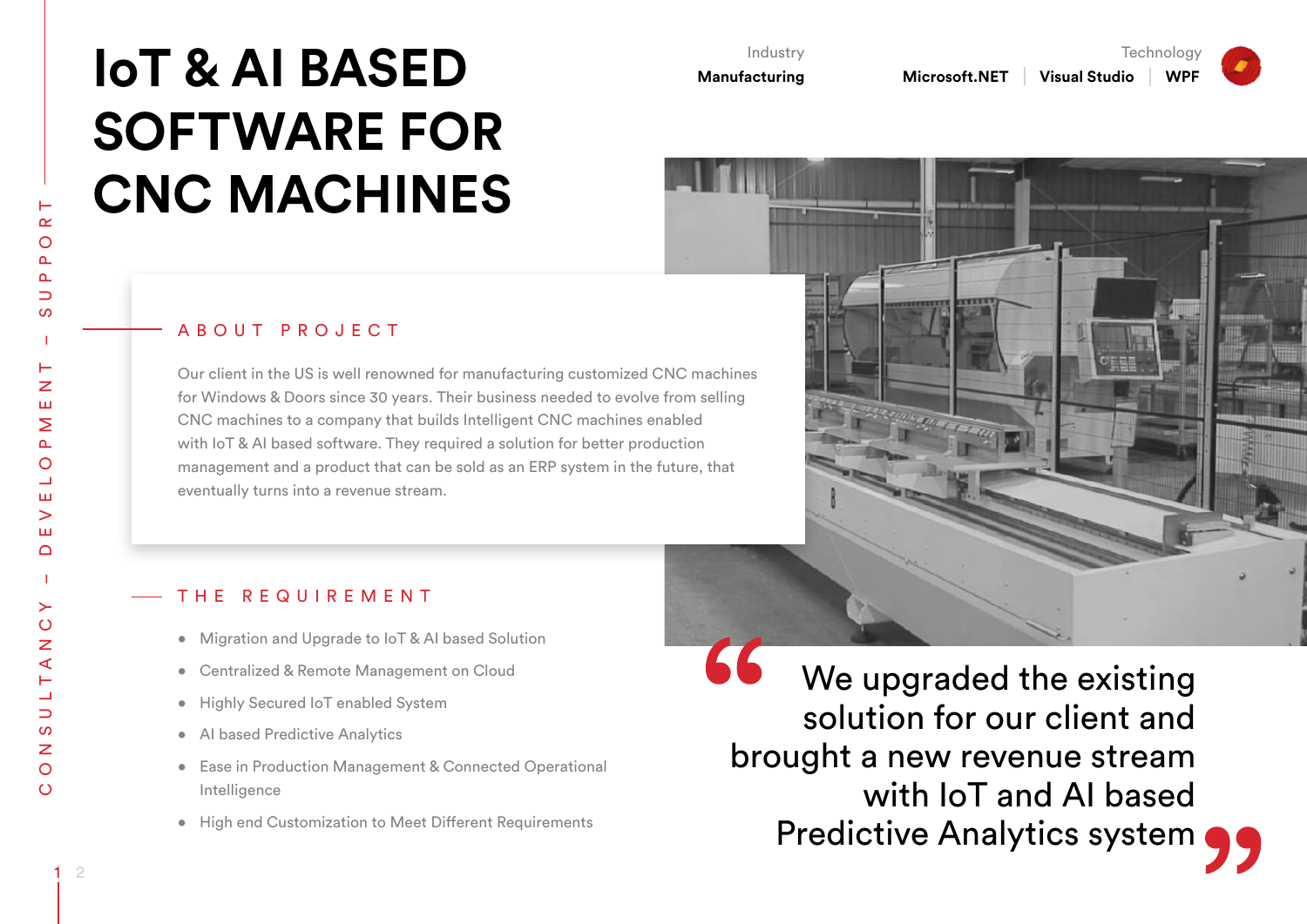# IoT & AI BASED SOFTWARE FOR CNC MACHINES

Industry
**Manufacturing**

Technology
**Microsoft.NET | Visual Studio | WPF**

CONSULTANCY – DEVELOPMENT – SUPPORT

## ABOUT PROJECT

Our client in the US is well renowned for manufacturing customized CNC machines for Windows & Doors since 30 years. Their business needed to evolve from selling CNC machines to a company that builds Intelligent CNC machines enabled with IoT & AI based software. They required a solution for better production management and a product that can be sold as an ERP system in the future, that eventually turns into a revenue stream.

## THE REQUIREMENT

- Migration and Upgrade to IoT & AI based Solution
- Centralized & Remote Management on Cloud
- Highly Secured IoT enabled System
- AI based Predictive Analytics
- Ease in Production Management & Connected Operational Intelligence
- High end Customization to Meet Different Requirements

> "We upgraded the existing solution for our client and brought a new revenue stream with IoT and AI based Predictive Analytics system"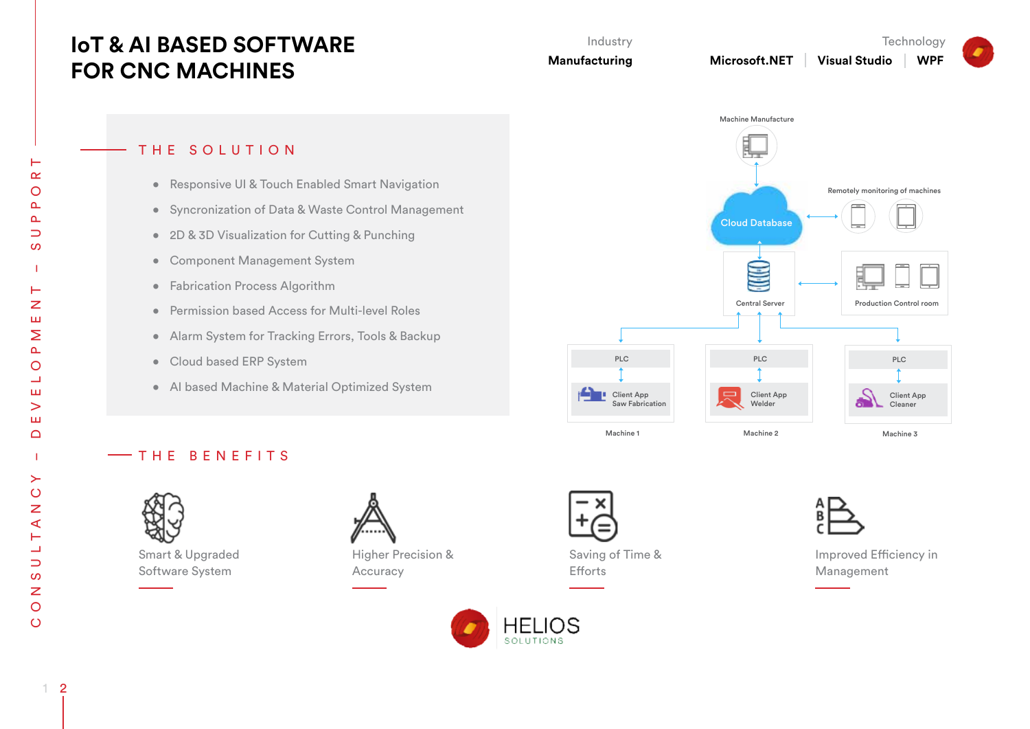# IoT & AI BASED SOFTWARE FOR CNC MACHINES

Industry
**Manufacturing**

Technology
**Microsoft.NET | Visual Studio | WPF**

## THE SOLUTION

- Responsive UI & Touch Enabled Smart Navigation
- Syncronization of Data & Waste Control Management
- 2D & 3D Visualization for Cutting & Punching
- Component Management System
- Fabrication Process Algorithm
- Permission based Access for Multi-level Roles
- Alarm System for Tracking Errors, Tools & Backup
- Cloud based ERP System
- AI based Machine & Material Optimized System

Machine Manufacture

Remotely monitoring of machines

Cloud Database

Central Server

Production Control room

PLC

Client App
Saw Fabrication

Machine 1

PLC

Client App
Welder

Machine 2

PLC

Client App
Cleaner

Machine 3

## THE BENEFITS

Smart & Upgraded Software System

Higher Precision & Accuracy

Saving of Time & Efforts

Improved Efficiency in Management

HELIOS SOLUTIONS

CONSULTANCY – DEVELOPMENT – SUPPORT